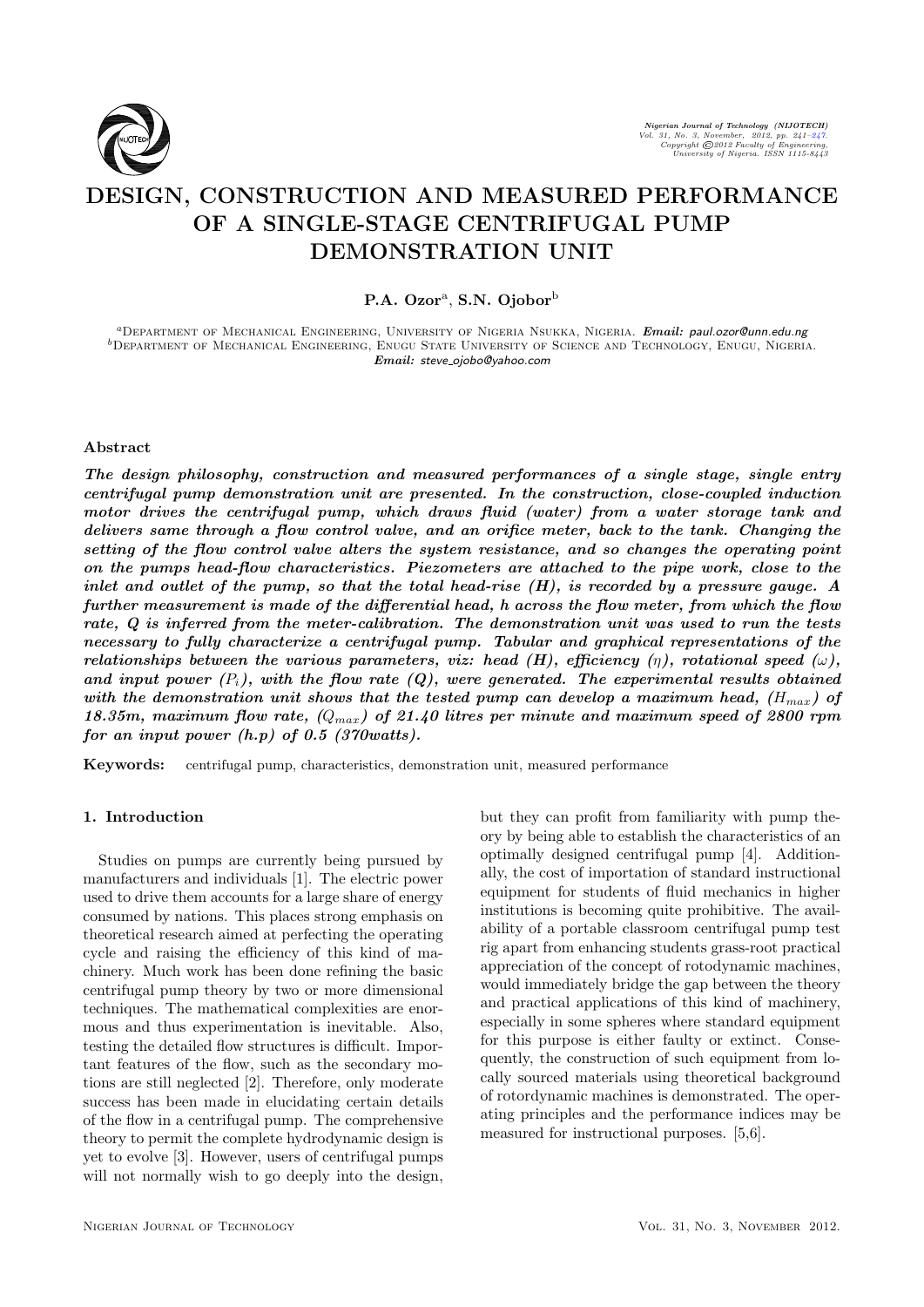# DESIGN, CONSTRUCTION AND MEASURED PERFORMANCE OF A SINGLE-STAGE CENTRIFUGAL PUMP DEMONSTRATION UNIT

**P.A. Ozor**[a], **S.N. Ojobor**[b]

[a]Department of Mechanical Engineering, University of Nigeria Nsukka, Nigeria. ***Email:*** *paul.ozor@unn.edu.ng*
[b]Department of Mechanical Engineering, Enugu State University of Science and Technology, Enugu, Nigeria. ***Email:*** *steve_ojobo@yahoo.com*

### Abstract

***The design philosophy, construction and measured performances of a single stage, single entry centrifugal pump demonstration unit are presented. In the construction, close-coupled induction motor drives the centrifugal pump, which draws fluid (water) from a water storage tank and delivers same through a flow control valve, and an orifice meter, back to the tank. Changing the setting of the flow control valve alters the system resistance, and so changes the operating point on the pumps head-flow characteristics. Piezometers are attached to the pipe work, close to the inlet and outlet of the pump, so that the total head-rise (H), is recorded by a pressure gauge. A further measurement is made of the differential head, h across the flow meter, from which the flow rate, Q is inferred from the meter-calibration. The demonstration unit was used to run the tests necessary to fully characterize a centrifugal pump. Tabular and graphical representations of the relationships between the various parameters, viz: head (H), efficiency ($\eta$), rotational speed ($\omega$), and input power ($P_i$), with the flow rate (Q), were generated. The experimental results obtained with the demonstration unit shows that the tested pump can develop a maximum head, ($H_{max}$) of 18.35m, maximum flow rate, ($Q_{max}$) of 21.40 litres per minute and maximum speed of 2800 rpm for an input power (h.p) of 0.5 (370watts).***

**Keywords:** centrifugal pump, characteristics, demonstration unit, measured performance

## 1. Introduction

Studies on pumps are currently being pursued by manufacturers and individuals [1]. The electric power used to drive them accounts for a large share of energy consumed by nations. This places strong emphasis on theoretical research aimed at perfecting the operating cycle and raising the efficiency of this kind of machinery. Much work has been done refining the basic centrifugal pump theory by two or more dimensional techniques. The mathematical complexities are enormous and thus experimentation is inevitable. Also, testing the detailed flow structures is difficult. Important features of the flow, such as the secondary motions are still neglected [2]. Therefore, only moderate success has been made in elucidating certain details of the flow in a centrifugal pump. The comprehensive theory to permit the complete hydrodynamic design is yet to evolve [3]. However, users of centrifugal pumps will not normally wish to go deeply into the design, but they can profit from familiarity with pump theory by being able to establish the characteristics of an optimally designed centrifugal pump [4]. Additionally, the cost of importation of standard instructional equipment for students of fluid mechanics in higher institutions is becoming quite prohibitive. The availability of a portable classroom centrifugal pump test rig apart from enhancing students grass-root practical appreciation of the concept of rotodynamic machines, would immediately bridge the gap between the theory and practical applications of this kind of machinery, especially in some spheres where standard equipment for this purpose is either faulty or extinct. Consequently, the construction of such equipment from locally sourced materials using theoretical background of rotordynamic machines is demonstrated. The operating principles and the performance indices may be measured for instructional purposes. [5,6].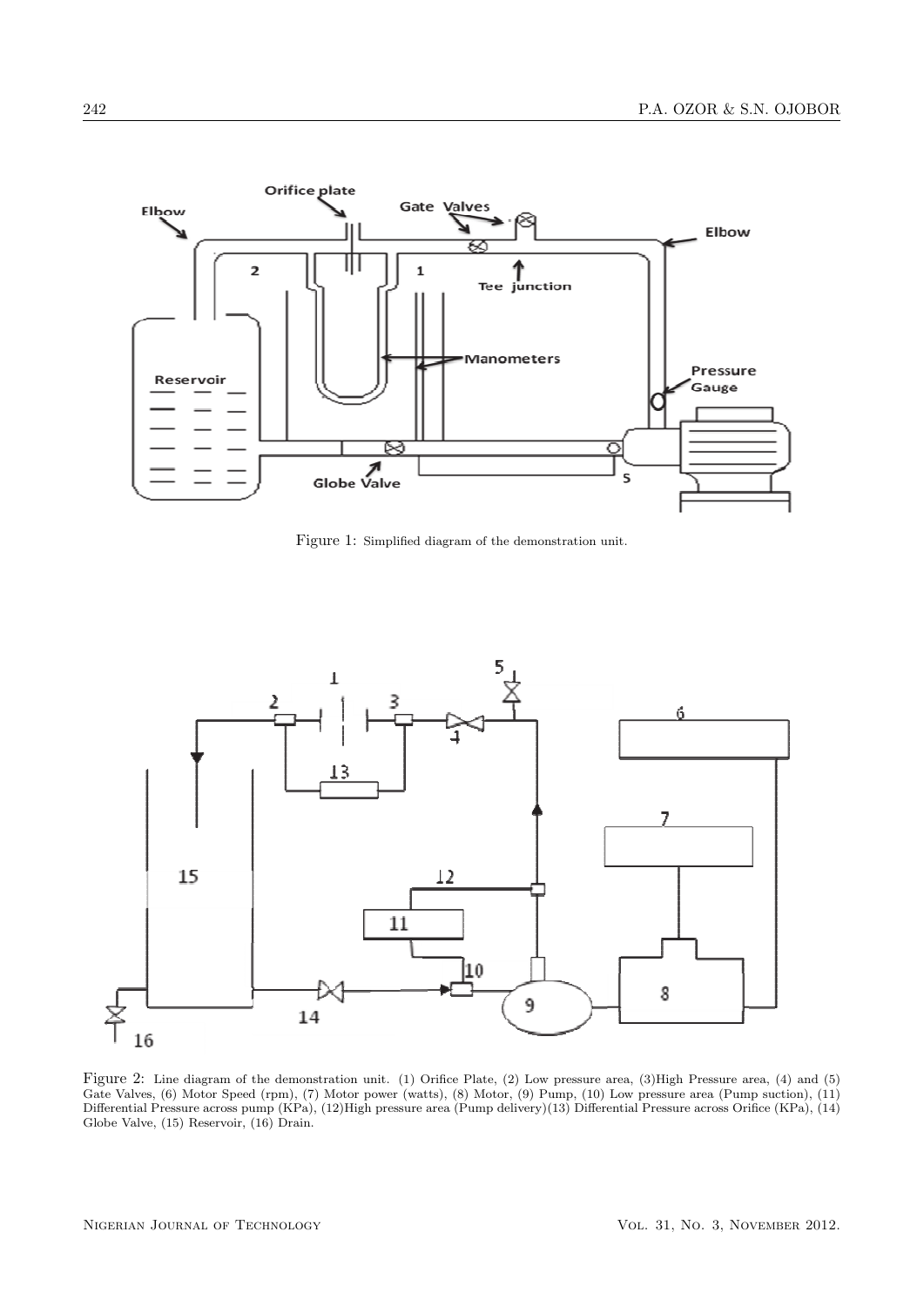Figure 1: Simplified diagram of the demonstration unit.

Figure 2: Line diagram of the demonstration unit. (1) Orifice Plate, (2) Low pressure area, (3)High Pressure area, (4) and (5) Gate Valves, (6) Motor Speed (rpm), (7) Motor power (watts), (8) Motor, (9) Pump, (10) Low pressure area (Pump suction), (11) Differential Pressure across pump (KPa), (12)High pressure area (Pump delivery)(13) Differential Pressure across Orifice (KPa), (14) Globe Valve, (15) Reservoir, (16) Drain.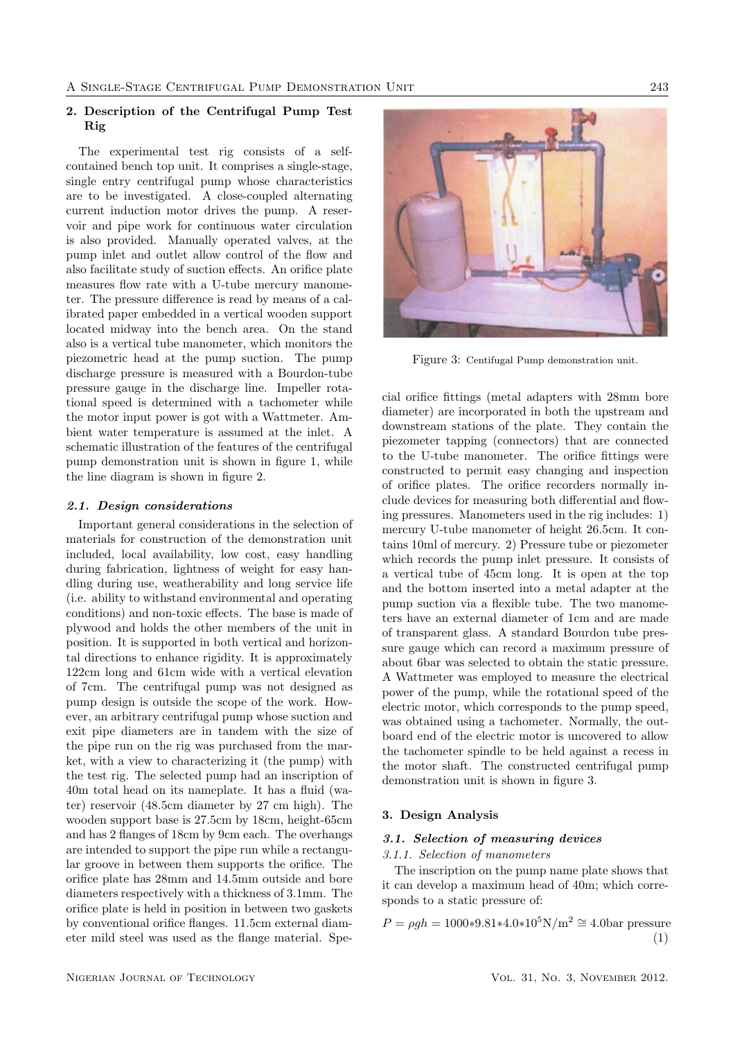## 2. Description of the Centrifugal Pump Test Rig

The experimental test rig consists of a self-contained bench top unit. It comprises a single-stage, single entry centrifugal pump whose characteristics are to be investigated. A close-coupled alternating current induction motor drives the pump. A reservoir and pipe work for continuous water circulation is also provided. Manually operated valves, at the pump inlet and outlet allow control of the flow and also facilitate study of suction effects. An orifice plate measures flow rate with a U-tube mercury manometer. The pressure difference is read by means of a calibrated paper embedded in a vertical wooden support located midway into the bench area. On the stand also is a vertical tube manometer, which monitors the piezometric head at the pump suction. The pump discharge pressure is measured with a Bourdon-tube pressure gauge in the discharge line. Impeller rotational speed is determined with a tachometer while the motor input power is got with a Wattmeter. Ambient water temperature is assumed at the inlet. A schematic illustration of the features of the centrifugal pump demonstration unit is shown in figure 1, while the line diagram is shown in figure 2.

### 2.1. Design considerations

Important general considerations in the selection of materials for construction of the demonstration unit included, local availability, low cost, easy handling during fabrication, lightness of weight for easy handling during use, weatherability and long service life (i.e. ability to withstand environmental and operating conditions) and non-toxic effects. The base is made of plywood and holds the other members of the unit in position. It is supported in both vertical and horizontal directions to enhance rigidity. It is approximately 122cm long and 61cm wide with a vertical elevation of 7cm. The centrifugal pump was not designed as pump design is outside the scope of the work. However, an arbitrary centrifugal pump whose suction and exit pipe diameters are in tandem with the size of the pipe run on the rig was purchased from the market, with a view to characterizing it (the pump) with the test rig. The selected pump had an inscription of 40m total head on its nameplate. It has a fluid (water) reservoir (48.5cm diameter by 27 cm high). The wooden support base is 27.5cm by 18cm, height-65cm and has 2 flanges of 18cm by 9cm each. The overhangs are intended to support the pipe run while a rectangular groove in between them supports the orifice. The orifice plate has 28mm and 14.5mm outside and bore diameters respectively with a thickness of 3.1mm. The orifice plate is held in position in between two gaskets by conventional orifice flanges. 11.5cm external diameter mild steel was used as the flange material. Special orifice fittings (metal adapters with 28mm bore diameter) are incorporated in both the upstream and downstream stations of the plate. They contain the piezometer tapping (connectors) that are connected to the U-tube manometer. The orifice fittings were constructed to permit easy changing and inspection of orifice plates. The orifice recorders normally include devices for measuring both differential and flowing pressures. Manometers used in the rig includes: 1) mercury U-tube manometer of height 26.5cm. It contains 10ml of mercury. 2) Pressure tube or piezometer which records the pump inlet pressure. It consists of a vertical tube of 45cm long. It is open at the top and the bottom inserted into a metal adapter at the pump suction via a flexible tube. The two manometers have an external diameter of 1cm and are made of transparent glass. A standard Bourdon tube pressure gauge which can record a maximum pressure of about 6bar was selected to obtain the static pressure. A Wattmeter was employed to measure the electrical power of the pump, while the rotational speed of the electric motor, which corresponds to the pump speed, was obtained using a tachometer. Normally, the outboard end of the electric motor is uncovered to allow the tachometer spindle to be held against a recess in the motor shaft. The constructed centrifugal pump demonstration unit is shown in figure 3.

Figure 3: Centifugal Pump demonstration unit.

## 3. Design Analysis

### 3.1. Selection of measuring devices

#### 3.1.1. Selection of manometers

The inscription on the pump name plate shows that it can develop a maximum head of 40m; which corresponds to a static pressure of:

$$P = \rho gh = 1000 * 9.81 * 4.0 * 10^5 \text{N/m}^2 \cong 4.0\text{bar pressure} \quad (1)$$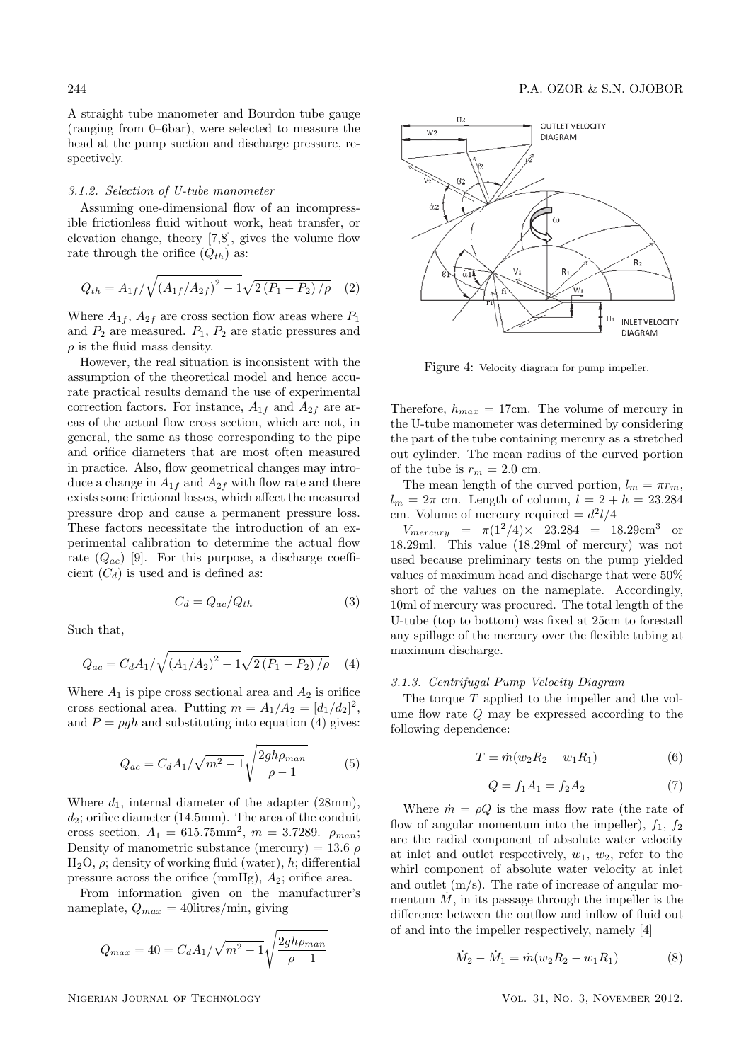A straight tube manometer and Bourdon tube gauge (ranging from 0–6bar), were selected to measure the head at the pump suction and discharge pressure, respectively.

### *3.1.2. Selection of U-tube manometer*

Assuming one-dimensional flow of an incompressible frictionless fluid without work, heat transfer, or elevation change, theory [7,8], gives the volume flow rate through the orifice ($Q_{th}$) as:

$$Q_{th} = A_{1f}/\sqrt{(A_{1f}/A_{2f})^2 - 1}\sqrt{2(P_1 - P_2)/\rho} \quad (2)$$

Where $A_{1f}$, $A_{2f}$ are cross section flow areas where $P_1$ and $P_2$ are measured. $P_1$, $P_2$ are static pressures and $\rho$ is the fluid mass density.

However, the real situation is inconsistent with the assumption of the theoretical model and hence accurate practical results demand the use of experimental correction factors. For instance, $A_{1f}$ and $A_{2f}$ are areas of the actual flow cross section, which are not, in general, the same as those corresponding to the pipe and orifice diameters that are most often measured in practice. Also, flow geometrical changes may introduce a change in $A_{1f}$ and $A_{2f}$ with flow rate and there exists some frictional losses, which affect the measured pressure drop and cause a permanent pressure loss. These factors necessitate the introduction of an experimental calibration to determine the actual flow rate ($Q_{ac}$) [9]. For this purpose, a discharge coefficient ($C_d$) is used and is defined as:

$$C_d = Q_{ac}/Q_{th} \quad (3)$$

Such that,

$$Q_{ac} = C_d A_1/\sqrt{(A_1/A_2)^2 - 1}\sqrt{2(P_1 - P_2)/\rho} \quad (4)$$

Where $A_1$ is pipe cross sectional area and $A_2$ is orifice cross sectional area. Putting $m = A_1/A_2 = [d_1/d_2]^2$, and $P = \rho gh$ and substituting into equation (4) gives:

$$Q_{ac} = C_d A_1/\sqrt{m^2 - 1}\sqrt{\frac{2gh\rho_{man}}{\rho - 1}} \quad (5)$$

Where $d_1$, internal diameter of the adapter (28mm), $d_2$; orifice diameter (14.5mm). The area of the conduit cross section, $A_1 = 615.75\text{mm}^2$, $m = 3.7289$. $\rho_{man}$; Density of manometric substance (mercury) = 13.6 $\rho$ $H_2O$, $\rho$; density of working fluid (water), $h$; differential pressure across the orifice (mmHg), $A_2$; orifice area.

From information given on the manufacturer's nameplate, $Q_{max}$ = 40litres/min, giving

$$Q_{max} = 40 = C_d A_1/\sqrt{m^2 - 1}\sqrt{\frac{2gh\rho_{man}}{\rho - 1}}$$

Figure 4: Velocity diagram for pump impeller.

Therefore, $h_{max}$ = 17cm. The volume of mercury in the U-tube manometer was determined by considering the part of the tube containing mercury as a stretched out cylinder. The mean radius of the curved portion of the tube is $r_m$ = 2.0 cm.

The mean length of the curved portion, $l_m = \pi r_m$, $l_m = 2\pi$ cm. Length of column, $l = 2 + h = 23.284$ cm. Volume of mercury required = $d^2 l/4$

$V_{mercury} = \pi(1^2/4) \times 23.284 = 18.29\text{cm}^3$ or 18.29ml. This value (18.29ml of mercury) was not used because preliminary tests on the pump yielded values of maximum head and discharge that were 50% short of the values on the nameplate. Accordingly, 10ml of mercury was procured. The total length of the U-tube (top to bottom) was fixed at 25cm to forestall any spillage of the mercury over the flexible tubing at maximum discharge.

### *3.1.3. Centrifugal Pump Velocity Diagram*

The torque $T$ applied to the impeller and the volume flow rate $Q$ may be expressed according to the following dependence:

$$T = \dot{m}(w_2 R_2 - w_1 R_1) \quad (6)$$

$$Q = f_1 A_1 = f_2 A_2 \quad (7)$$

Where $\dot{m} = \rho Q$ is the mass flow rate (the rate of flow of angular momentum into the impeller), $f_1$, $f_2$ are the radial component of absolute water velocity at inlet and outlet respectively, $w_1$, $w_2$, refer to the whirl component of absolute water velocity at inlet and outlet (m/s). The rate of increase of angular momentum $\dot{M}$, in its passage through the impeller is the difference between the outflow and inflow of fluid out of and into the impeller respectively, namely [4]

$$\dot{M}_2 - \dot{M}_1 = \dot{m}(w_2 R_2 - w_1 R_1) \quad (8)$$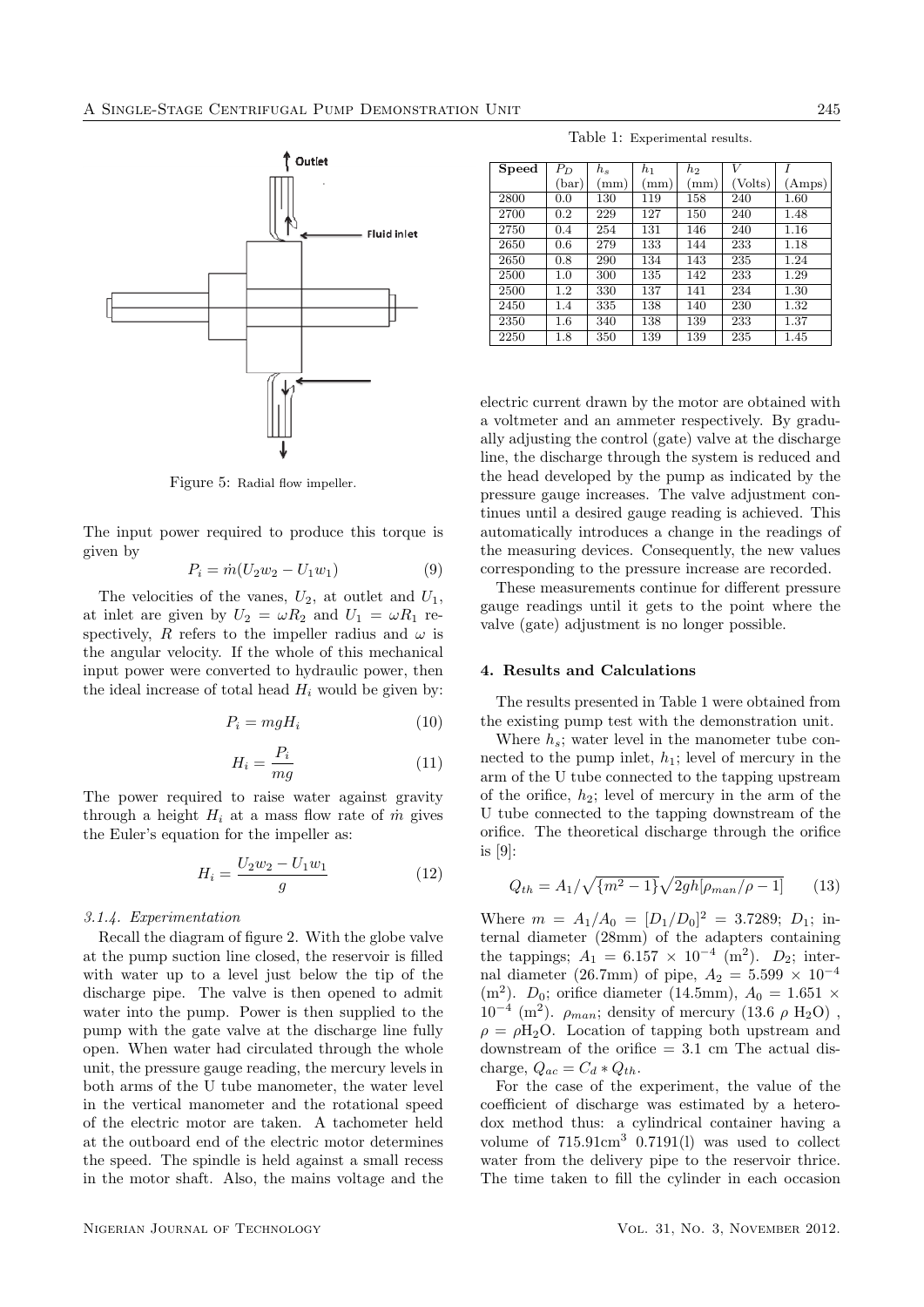Figure 5: Radial flow impeller.

The input power required to produce this torque is given by

$$P_i = \dot{m}(U_2 w_2 - U_1 w_1) \tag{9}$$

The velocities of the vanes, $U_2$, at outlet and $U_1$, at inlet are given by $U_2 = \omega R_2$ and $U_1 = \omega R_1$ respectively, $R$ refers to the impeller radius and $\omega$ is the angular velocity. If the whole of this mechanical input power were converted to hydraulic power, then the ideal increase of total head $H_i$ would be given by:

$$P_i = mgH_i \tag{10}$$

$$H_i = \frac{P_i}{mg} \tag{11}$$

The power required to raise water against gravity through a height $H_i$ at a mass flow rate of $\dot{m}$ gives the Euler's equation for the impeller as:

$$H_i = \frac{U_2 w_2 - U_1 w_1}{g} \tag{12}$$

#### 3.1.4. Experimentation

Recall the diagram of figure 2. With the globe valve at the pump suction line closed, the reservoir is filled with water up to a level just below the tip of the discharge pipe. The valve is then opened to admit water into the pump. Power is then supplied to the pump with the gate valve at the discharge line fully open. When water had circulated through the whole unit, the pressure gauge reading, the mercury levels in both arms of the U tube manometer, the water level in the vertical manometer and the rotational speed of the electric motor are taken. A tachometer held at the outboard end of the electric motor determines the speed. The spindle is held against a small recess in the motor shaft. Also, the mains voltage and the electric current drawn by the motor are obtained with a voltmeter and an ammeter respectively. By gradually adjusting the control (gate) valve at the discharge line, the discharge through the system is reduced and the head developed by the pump as indicated by the pressure gauge increases. The valve adjustment continues until a desired gauge reading is achieved. This automatically introduces a change in the readings of the measuring devices. Consequently, the new values corresponding to the pressure increase are recorded.

These measurements continue for different pressure gauge readings until it gets to the point where the valve (gate) adjustment is no longer possible.

Table 1: Experimental results.

| **Speed** | $P_D$ (bar) | $h_s$ (mm) | $h_1$ (mm) | $h_2$ (mm) | $V$ (Volts) | $I$ (Amps) |
|---|---|---|---|---|---|---|
| 2800 | 0.0 | 130 | 119 | 158 | 240 | 1.60 |
| 2700 | 0.2 | 229 | 127 | 150 | 240 | 1.48 |
| 2750 | 0.4 | 254 | 131 | 146 | 240 | 1.16 |
| 2650 | 0.6 | 279 | 133 | 144 | 233 | 1.18 |
| 2650 | 0.8 | 290 | 134 | 143 | 235 | 1.24 |
| 2500 | 1.0 | 300 | 135 | 142 | 233 | 1.29 |
| 2500 | 1.2 | 330 | 137 | 141 | 234 | 1.30 |
| 2450 | 1.4 | 335 | 138 | 140 | 230 | 1.32 |
| 2350 | 1.6 | 340 | 138 | 139 | 233 | 1.37 |
| 2250 | 1.8 | 350 | 139 | 139 | 235 | 1.45 |

## 4. Results and Calculations

The results presented in Table 1 were obtained from the existing pump test with the demonstration unit.

Where $h_s$; water level in the manometer tube connected to the pump inlet, $h_1$; level of mercury in the arm of the U tube connected to the tapping upstream of the orifice, $h_2$; level of mercury in the arm of the U tube connected to the tapping downstream of the orifice. The theoretical discharge through the orifice is [9]:

$$Q_{th} = A_1/\sqrt{\{m^2 - 1\}}\sqrt{2gh[\rho_{man}/\rho - 1]} \tag{13}$$

Where $m = A_1/A_0 = [D_1/D_0]^2 = 3.7289$; $D_1$; internal diameter (28mm) of the adapters containing the tappings; $A_1 = 6.157 \times 10^{-4}$ ($m^2$). $D_2$; internal diameter (26.7mm) of pipe, $A_2 = 5.599 \times 10^{-4}$ ($m^2$). $D_0$; orifice diameter (14.5mm), $A_0 = 1.651 \times 10^{-4}$ ($m^2$). $\rho_{man}$; density of mercury (13.6 $\rho$ $H_2O$) , $\rho = \rho H_2O$. Location of tapping both upstream and downstream of the orifice = 3.1 cm The actual discharge, $Q_{ac} = C_d * Q_{th}$.

For the case of the experiment, the value of the coefficient of discharge was estimated by a heterodox method thus: a cylindrical container having a volume of 715.91cm$^3$ 0.7191(l) was used to collect water from the delivery pipe to the reservoir thrice. The time taken to fill the cylinder in each occasion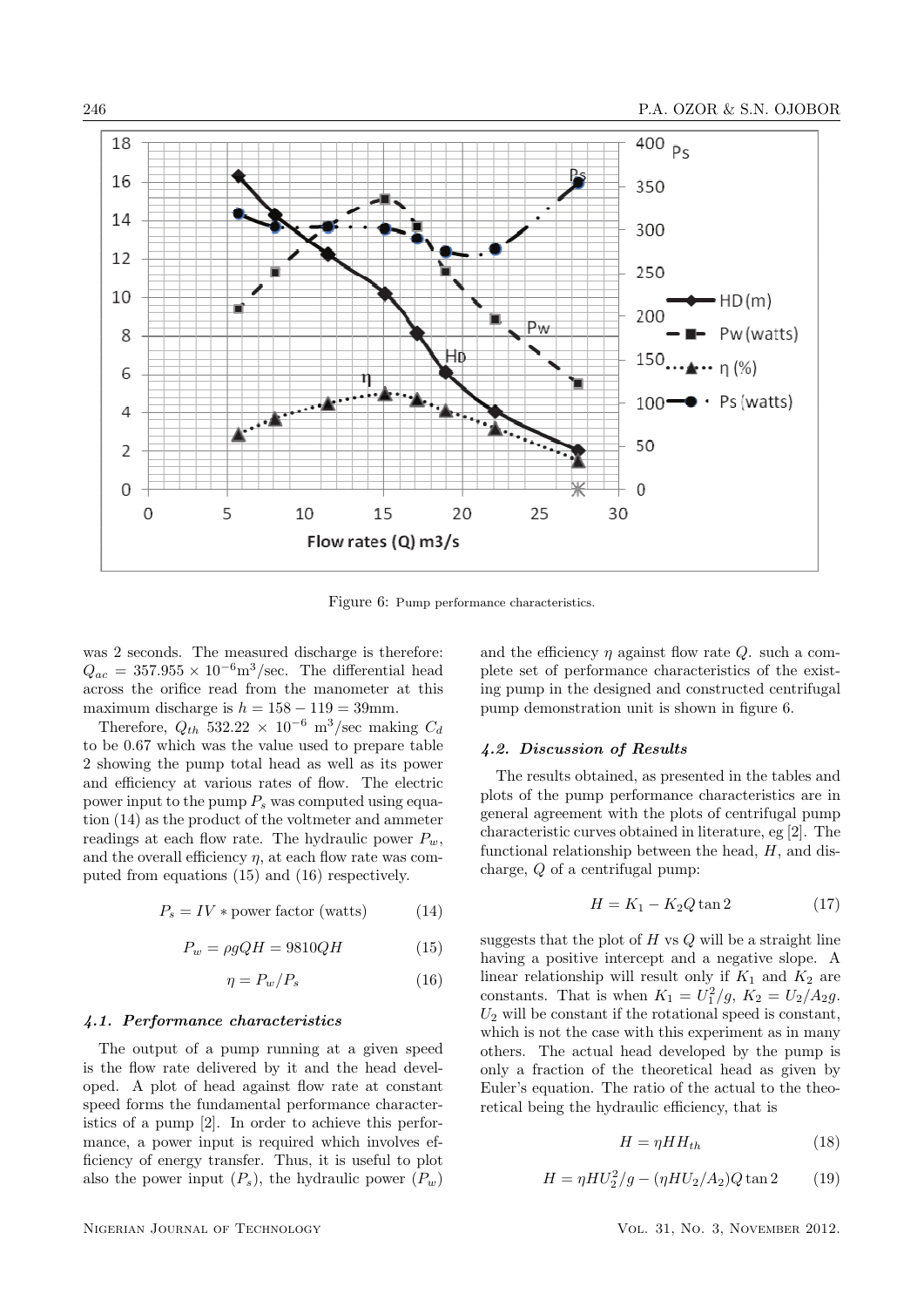Figure 6: Pump performance characteristics.

was 2 seconds. The measured discharge is therefore: $Q_{ac} = 357.955 \times 10^{-6}\text{m}^3/\text{sec}$. The differential head across the orifice read from the manometer at this maximum discharge is $h = 158 - 119 = 39\text{mm}$.

Therefore, $Q_{th}$ $532.22 \times 10^{-6}$ $\text{m}^3/\text{sec}$ making $C_d$ to be 0.67 which was the value used to prepare table 2 showing the pump total head as well as its power and efficiency at various rates of flow. The electric power input to the pump $P_s$ was computed using equation (14) as the product of the voltmeter and ammeter readings at each flow rate. The hydraulic power $P_w$, and the overall efficiency $\eta$, at each flow rate was computed from equations (15) and (16) respectively.

$$P_s = IV * \text{power factor (watts)} \tag{14}$$

$$P_w = \rho g Q H = 9810QH \tag{15}$$

$$\eta = P_w/P_s \tag{16}$$

#### *4.1. Performance characteristics*

The output of a pump running at a given speed is the flow rate delivered by it and the head developed. A plot of head against flow rate at constant speed forms the fundamental performance characteristics of a pump [2]. In order to achieve this performance, a power input is required which involves efficiency of energy transfer. Thus, it is useful to plot also the power input ($P_s$), the hydraulic power ($P_w$) and the efficiency $\eta$ against flow rate $Q$. such a complete set of performance characteristics of the existing pump in the designed and constructed centrifugal pump demonstration unit is shown in figure 6.

#### *4.2. Discussion of Results*

The results obtained, as presented in the tables and plots of the pump performance characteristics are in general agreement with the plots of centrifugal pump characteristic curves obtained in literature, eg [2]. The functional relationship between the head, $H$, and discharge, $Q$ of a centrifugal pump:

$$H = K_1 - K_2 Q \tan 2 \tag{17}$$

suggests that the plot of $H$ vs $Q$ will be a straight line having a positive intercept and a negative slope. A linear relationship will result only if $K_1$ and $K_2$ are constants. That is when $K_1 = U_1^2/g$, $K_2 = U_2/A_2 g$. $U_2$ will be constant if the rotational speed is constant, which is not the case with this experiment as in many others. The actual head developed by the pump is only a fraction of the theoretical head as given by Euler's equation. The ratio of the actual to the theoretical being the hydraulic efficiency, that is

$$H = \eta H H_{th} \tag{18}$$

$$H = \eta H U_2^2/g - (\eta H U_2/A_2) Q \tan 2 \tag{19}$$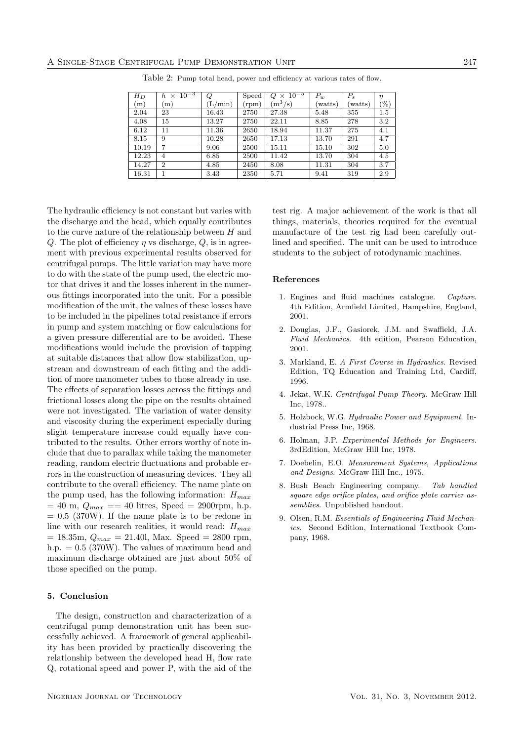Table 2: Pump total head, power and efficiency at various rates of flow.

| $H_D$ (m) | $h \times 10^{-3}$ (m) | $Q$ (L/min) | Speed (rpm) | $Q \times 10^{-5}$ ($m^3$/s) | $P_w$ (watts) | $P_s$ (watts) | $\eta$ (%) |
|---|---|---|---|---|---|---|---|
| 2.04 | 23 | 16.43 | 2750 | 27.38 | 5.48 | 355 | 1.5 |
| 4.08 | 15 | 13.27 | 2750 | 22.11 | 8.85 | 278 | 3.2 |
| 6.12 | 11 | 11.36 | 2650 | 18.94 | 11.37 | 275 | 4.1 |
| 8.15 | 9 | 10.28 | 2650 | 17.13 | 13.70 | 291 | 4.7 |
| 10.19 | 7 | 9.06 | 2500 | 15.11 | 15.10 | 302 | 5.0 |
| 12.23 | 4 | 6.85 | 2500 | 11.42 | 13.70 | 304 | 4.5 |
| 14.27 | 2 | 4.85 | 2450 | 8.08 | 11.31 | 304 | 3.7 |
| 16.31 | 1 | 3.43 | 2350 | 5.71 | 9.41 | 319 | 2.9 |

The hydraulic efficiency is not constant but varies with the discharge and the head, which equally contributes to the curve nature of the relationship between $H$ and $Q$. The plot of efficiency $\eta$ vs discharge, $Q$, is in agreement with previous experimental results observed for centrifugal pumps. The little variation may have more to do with the state of the pump used, the electric motor that drives it and the losses inherent in the numerous fittings incorporated into the unit. For a possible modification of the unit, the values of these losses have to be included in the pipelines total resistance if errors in pump and system matching or flow calculations for a given pressure differential are to be avoided. These modifications would include the provision of tapping at suitable distances that allow flow stabilization, upstream and downstream of each fitting and the addition of more manometer tubes to those already in use. The effects of separation losses across the fittings and frictional losses along the pipe on the results obtained were not investigated. The variation of water density and viscosity during the experiment especially during slight temperature increase could equally have contributed to the results. Other errors worthy of note include that due to parallax while taking the manometer reading, random electric fluctuations and probable errors in the construction of measuring devices. They all contribute to the overall efficiency. The name plate on the pump used, has the following information: $H_{max}$ = 40 m, $Q_{max}$ == 40 litres, Speed = 2900rpm, h.p. = 0.5 (370W). If the name plate is to be redone in line with our research realities, it would read: $H_{max}$ = 18.35m, $Q_{max}$ = 21.40l, Max. Speed = 2800 rpm, h.p. = 0.5 (370W). The values of maximum head and maximum discharge obtained are just about 50% of those specified on the pump.

## 5. Conclusion

The design, construction and characterization of a centrifugal pump demonstration unit has been successfully achieved. A framework of general applicability has been provided by practically discovering the relationship between the developed head H, flow rate Q, rotational speed and power P, with the aid of the test rig. A major achievement of the work is that all things, materials, theories required for the eventual manufacture of the test rig had been carefully outlined and specified. The unit can be used to introduce students to the subject of rotodynamic machines.

## References

1. Engines and fluid machines catalogue. *Capture*. 4th Edition, Armfield Limited, Hampshire, England, 2001.
2. Douglas, J.F., Gasiorek, J.M. and Swaffield, J.A. *Fluid Mechanics*. 4th edition, Pearson Education, 2001.
3. Markland, E. *A First Course in Hydraulics*. Revised Edition, TQ Education and Training Ltd, Cardiff, 1996.
4. Jekat, W.K. *Centrifugal Pump Theory*. McGraw Hill Inc, 1978..
5. Holzbock, W.G. *Hydraulic Power and Equipment*. Industrial Press Inc, 1968.
6. Holman, J.P. *Experimental Methods for Engineers*. 3rdEdition, McGraw Hill Inc, 1978.
7. Doebelin, E.O. *Measurement Systems, Applications and Designs*. McGraw Hill Inc., 1975.
8. Bush Beach Engineering company. *Tab handled square edge orifice plates, and orifice plate carrier assemblies*. Unpublished handout.
9. Olsen, R.M. *Essentials of Engineering Fluid Mechanics*. Second Edition, International Textbook Company, 1968.